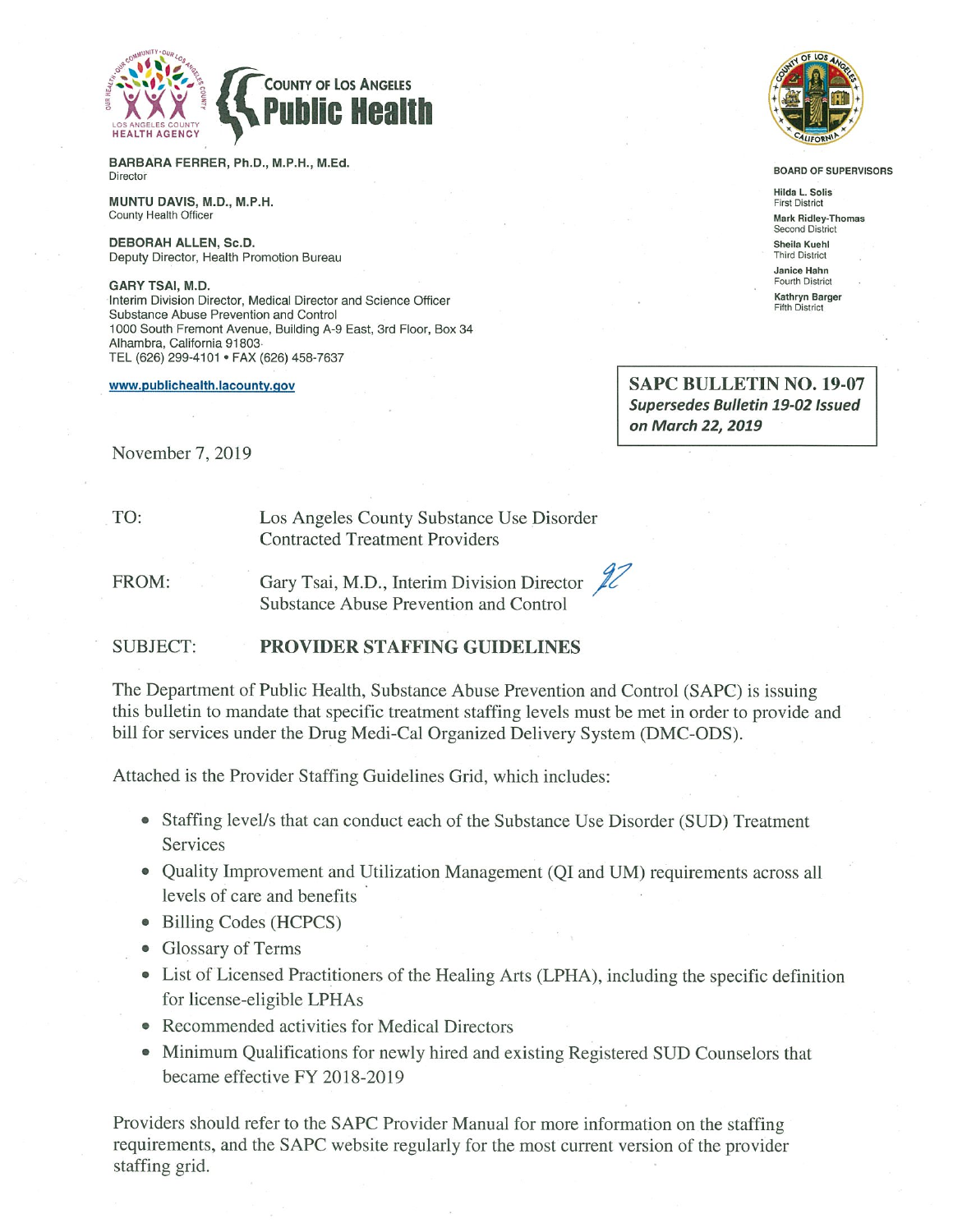COUNTY OF LOS ANGELES
**Public Health**

LOS ANGELES COUNTY HEALTH AGENCY

**BARBARA FERRER, Ph.D., M.P.H., M.Ed.**
Director

**MUNTU DAVIS, M.D., M.P.H.**
County Health Officer

**DEBORAH ALLEN, Sc.D.**
Deputy Director, Health Promotion Bureau

**GARY TSAI, M.D.**
Interim Division Director, Medical Director and Science Officer
Substance Abuse Prevention and Control
1000 South Fremont Avenue, Building A-9 East, 3rd Floor, Box 34
Alhambra, California 91803
TEL (626) 299-4101 • FAX (626) 458-7637

www.publichealth.lacounty.gov

**BOARD OF SUPERVISORS**

**Hilda L. Solis**
First District
**Mark Ridley-Thomas**
Second District
**Sheila Kuehl**
Third District
**Janice Hahn**
Fourth District
**Kathryn Barger**
Fifth District

**SAPC BULLETIN NO. 19-07**
***Supersedes Bulletin 19-02 Issued on March 22, 2019***

November 7, 2019

TO: Los Angeles County Substance Use Disorder Contracted Treatment Providers

FROM: Gary Tsai, M.D., Interim Division Director, Substance Abuse Prevention and Control

SUBJECT: **PROVIDER STAFFING GUIDELINES**

The Department of Public Health, Substance Abuse Prevention and Control (SAPC) is issuing this bulletin to mandate that specific treatment staffing levels must be met in order to provide and bill for services under the Drug Medi-Cal Organized Delivery System (DMC-ODS).

Attached is the Provider Staffing Guidelines Grid, which includes:

- Staffing level/s that can conduct each of the Substance Use Disorder (SUD) Treatment Services
- Quality Improvement and Utilization Management (QI and UM) requirements across all levels of care and benefits
- Billing Codes (HCPCS)
- Glossary of Terms
- List of Licensed Practitioners of the Healing Arts (LPHA), including the specific definition for license-eligible LPHAs
- Recommended activities for Medical Directors
- Minimum Qualifications for newly hired and existing Registered SUD Counselors that became effective FY 2018-2019

Providers should refer to the SAPC Provider Manual for more information on the staffing requirements, and the SAPC website regularly for the most current version of the provider staffing grid.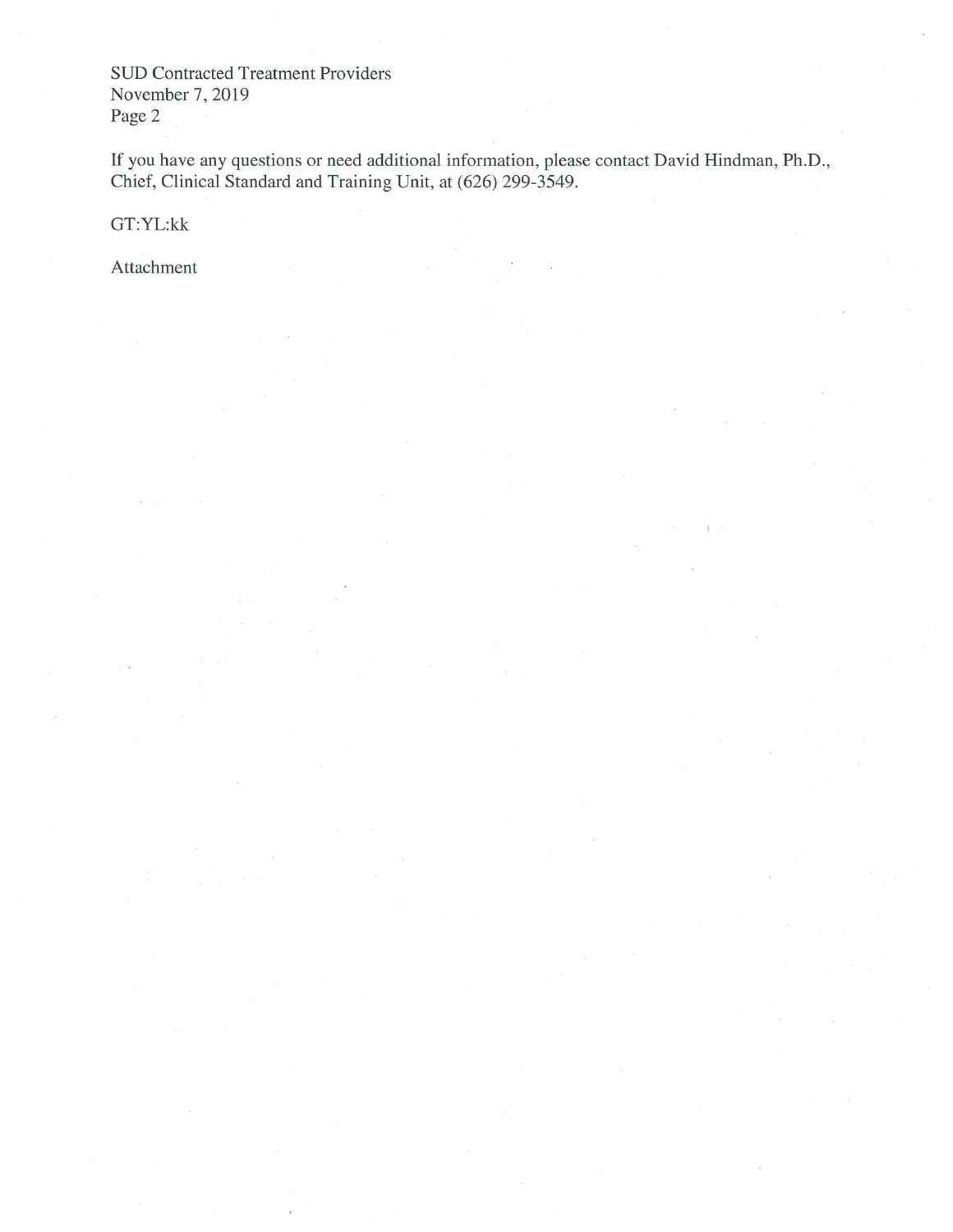If you have any questions or need additional information, please contact David Hindman, Ph.D., Chief, Clinical Standard and Training Unit, at (626) 299-3549.

GT:YL:kk

Attachment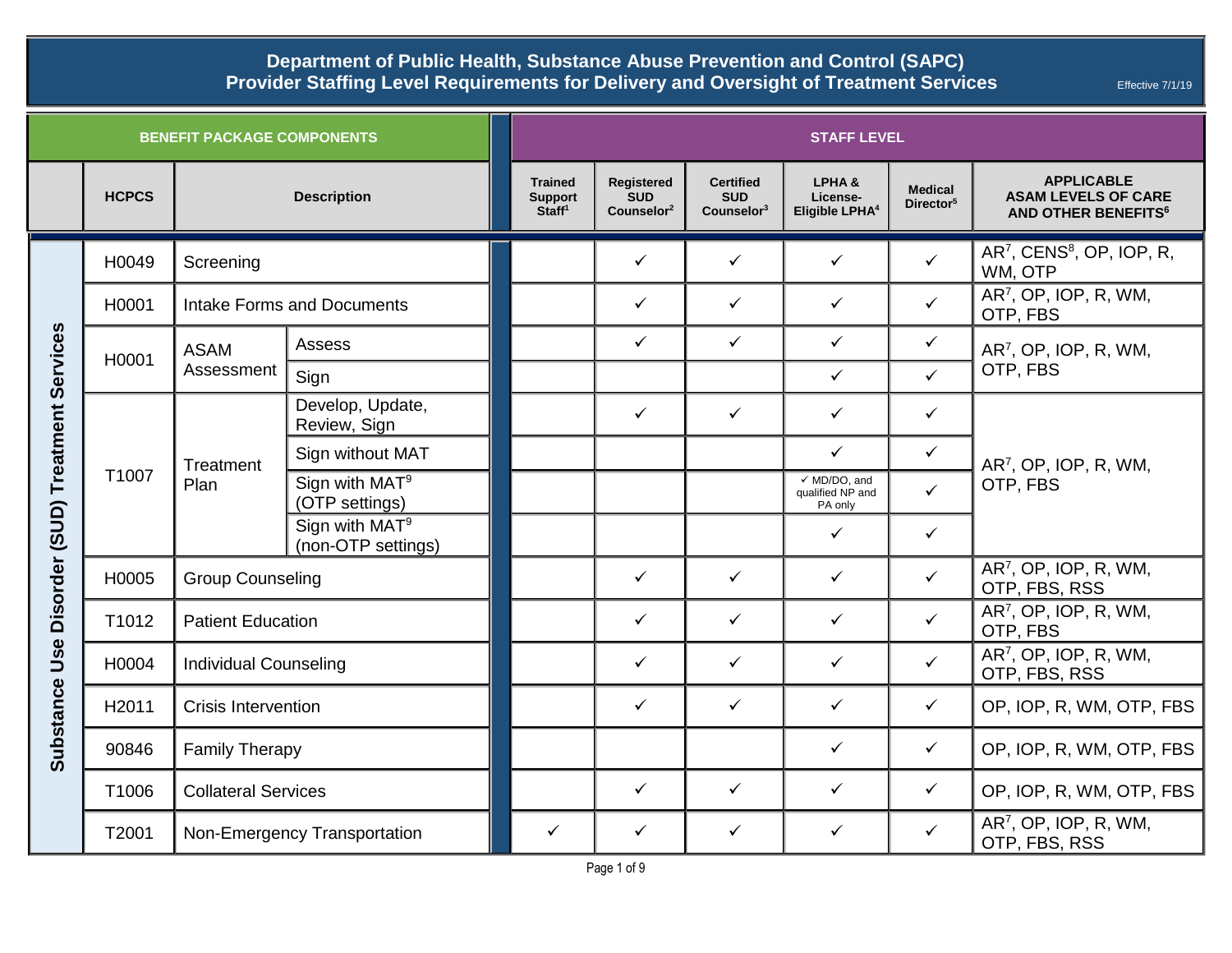# Department of Public Health, Substance Abuse Prevention and Control (SAPC)
## Provider Staffing Level Requirements for Delivery and Oversight of Treatment Services

Effective 7/1/19

| BENEFIT PACKAGE COMPONENTS | | | | STAFF LEVEL | | | | | |
|---|---|---|---|---|---|---|---|---|---|
| | HCPCS | Description | | Trained Support Staff[1] | Registered SUD Counselor[2] | Certified SUD Counselor[3] | LPHA & License-Eligible LPHA[4] | Medical Director[5] | APPLICABLE ASAM LEVELS OF CARE AND OTHER BENEFITS[6] |
| Substance Use Disorder (SUD) Treatment Services | H0049 | Screening | | | ✓ | ✓ | ✓ | ✓ | AR[7], CENS[8], OP, IOP, R, WM, OTP |
| | H0001 | Intake Forms and Documents | | | ✓ | ✓ | ✓ | ✓ | AR[7], OP, IOP, R, WM, OTP, FBS |
| | H0001 | ASAM Assessment | Assess | | ✓ | ✓ | ✓ | ✓ | AR[7], OP, IOP, R, WM, OTP, FBS |
| | | | Sign | | | | ✓ | ✓ | |
| | T1007 | Treatment Plan | Develop, Update, Review, Sign | | ✓ | ✓ | ✓ | ✓ | AR[7], OP, IOP, R, WM, OTP, FBS |
| | | | Sign without MAT | | | | ✓ | ✓ | |
| | | | Sign with MAT[9] (OTP settings) | | | | ✓ MD/DO, and qualified NP and PA only | ✓ | |
| | | | Sign with MAT[9] (non-OTP settings) | | | | ✓ | ✓ | |
| | H0005 | Group Counseling | | | ✓ | ✓ | ✓ | ✓ | AR[7], OP, IOP, R, WM, OTP, FBS, RSS |
| | T1012 | Patient Education | | | ✓ | ✓ | ✓ | ✓ | AR[7], OP, IOP, R, WM, OTP, FBS |
| | H0004 | Individual Counseling | | | ✓ | ✓ | ✓ | ✓ | AR[7], OP, IOP, R, WM, OTP, FBS, RSS |
| | H2011 | Crisis Intervention | | | ✓ | ✓ | ✓ | ✓ | OP, IOP, R, WM, OTP, FBS |
| | 90846 | Family Therapy | | | | | ✓ | ✓ | OP, IOP, R, WM, OTP, FBS |
| | T1006 | Collateral Services | | | ✓ | ✓ | ✓ | ✓ | OP, IOP, R, WM, OTP, FBS |
| | T2001 | Non-Emergency Transportation | | ✓ | ✓ | ✓ | ✓ | ✓ | AR[7], OP, IOP, R, WM, OTP, FBS, RSS |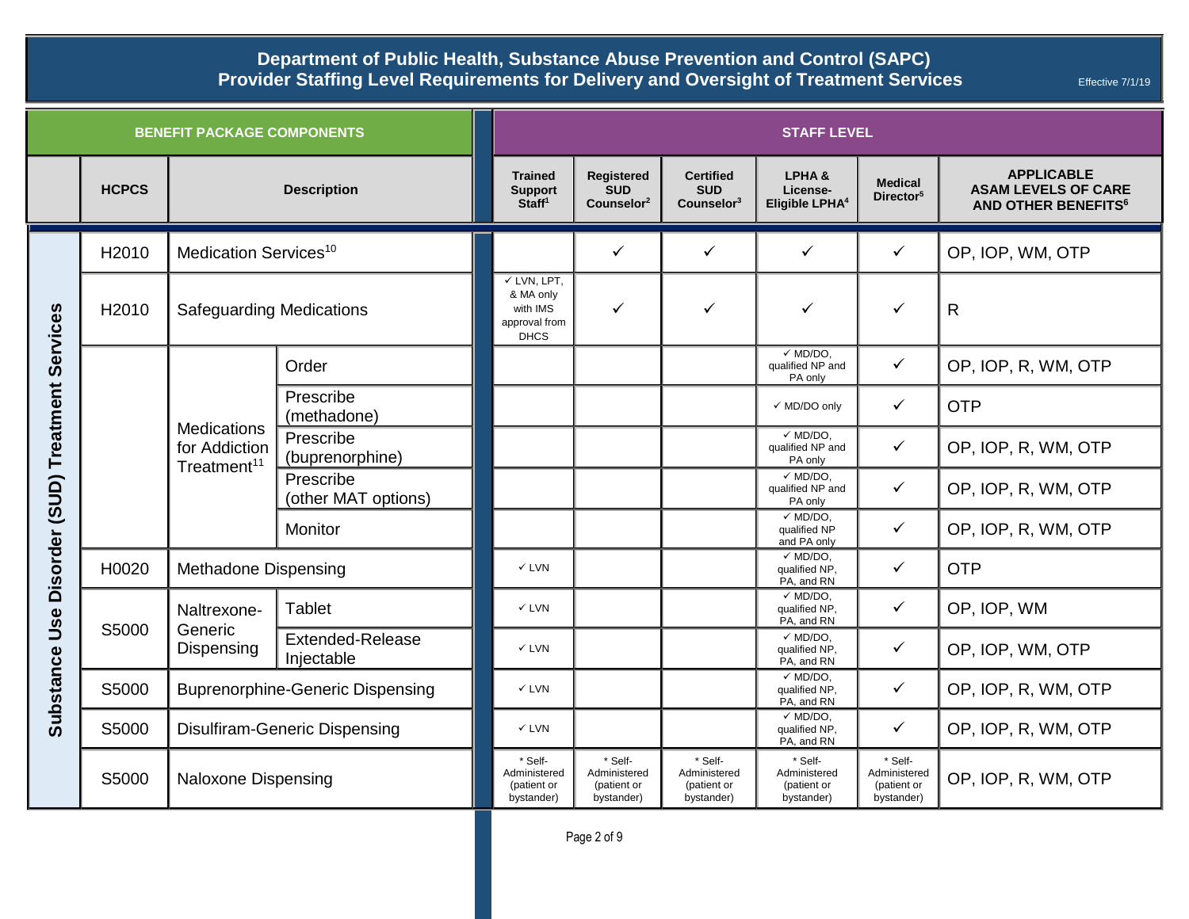# Department of Public Health, Substance Abuse Prevention and Control (SAPC)
## Provider Staffing Level Requirements for Delivery and Oversight of Treatment Services

Effective 7/1/19

| BENEFIT PACKAGE COMPONENTS | | | | STAFF LEVEL | | | | | |
|---|---|---|---|---|---|---|---|---|---|
| | HCPCS | Description | | Trained Support Staff[1] | Registered SUD Counselor[2] | Certified SUD Counselor[3] | LPHA & License-Eligible LPHA[4] | Medical Director[5] | APPLICABLE ASAM LEVELS OF CARE AND OTHER BENEFITS[6] |
| Substance Use Disorder (SUD) Treatment Services | H2010 | Medication Services[10] | | | ✓ | ✓ | ✓ | ✓ | OP, IOP, WM, OTP |
| | H2010 | Safeguarding Medications | | ✓ LVN, LPT, & MA only with IMS approval from DHCS | ✓ | ✓ | ✓ | ✓ | R |
| | | Medications for Addiction Treatment[11] | Order | | | | ✓ MD/DO, qualified NP and PA only | ✓ | OP, IOP, R, WM, OTP |
| | | | Prescribe (methadone) | | | | ✓ MD/DO only | ✓ | OTP |
| | | | Prescribe (buprenorphine) | | | | ✓ MD/DO, qualified NP and PA only | ✓ | OP, IOP, R, WM, OTP |
| | | | Prescribe (other MAT options) | | | | ✓ MD/DO, qualified NP and PA only | ✓ | OP, IOP, R, WM, OTP |
| | | | Monitor | | | | ✓ MD/DO, qualified NP and PA only | ✓ | OP, IOP, R, WM, OTP |
| | H0020 | Methadone Dispensing | | ✓ LVN | | | ✓ MD/DO, qualified NP, PA, and RN | ✓ | OTP |
| | S5000 | Naltrexone-Generic Dispensing | Tablet | ✓ LVN | | | ✓ MD/DO, qualified NP, PA, and RN | ✓ | OP, IOP, WM |
| | | | Extended-Release Injectable | ✓ LVN | | | ✓ MD/DO, qualified NP, PA, and RN | ✓ | OP, IOP, WM, OTP |
| | S5000 | Buprenorphine-Generic Dispensing | | ✓ LVN | | | ✓ MD/DO, qualified NP, PA, and RN | ✓ | OP, IOP, R, WM, OTP |
| | S5000 | Disulfiram-Generic Dispensing | | ✓ LVN | | | ✓ MD/DO, qualified NP, PA, and RN | ✓ | OP, IOP, R, WM, OTP |
| | S5000 | Naloxone Dispensing | | * Self-Administered (patient or bystander) | * Self-Administered (patient or bystander) | * Self-Administered (patient or bystander) | * Self-Administered (patient or bystander) | * Self-Administered (patient or bystander) | OP, IOP, R, WM, OTP |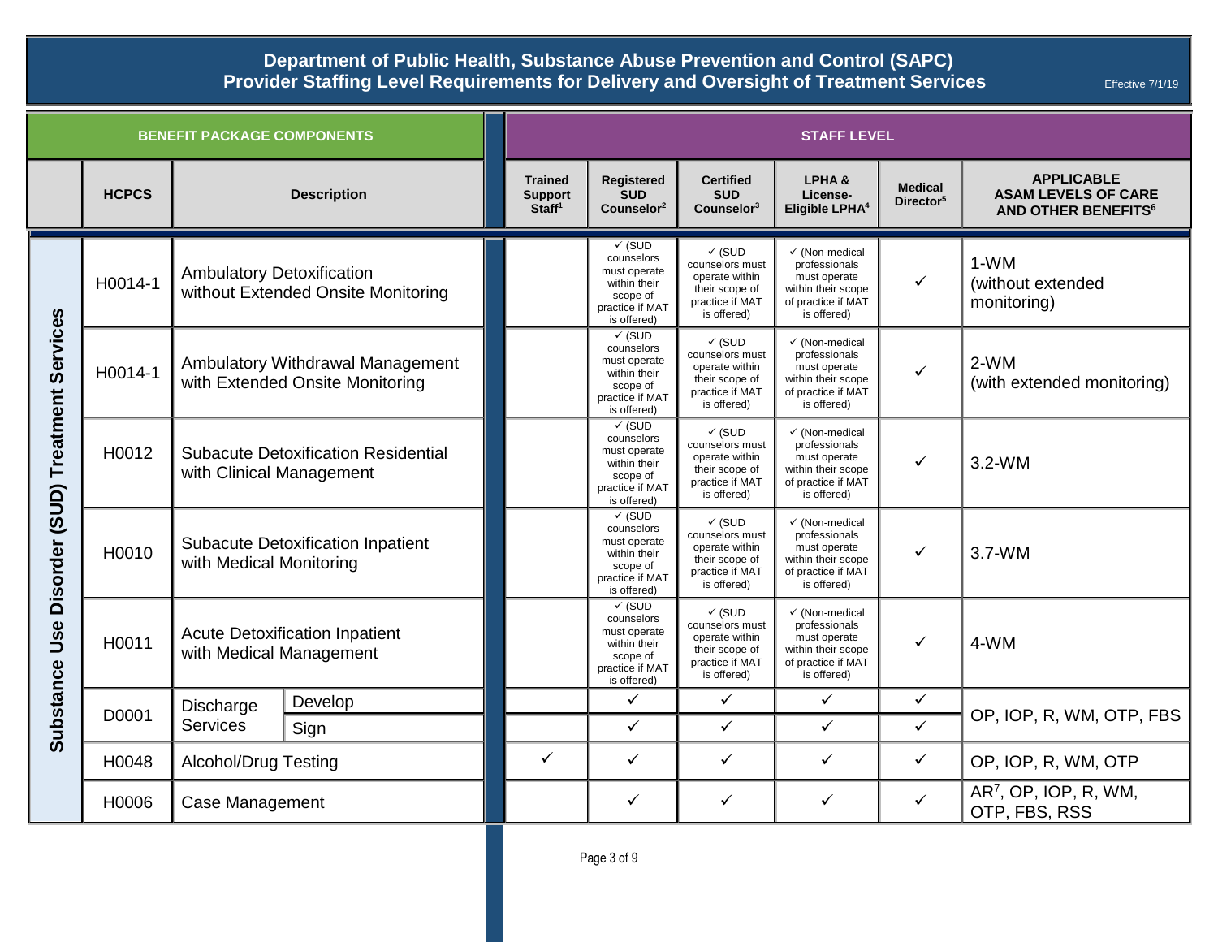# Department of Public Health, Substance Abuse Prevention and Control (SAPC)
## Provider Staffing Level Requirements for Delivery and Oversight of Treatment Services

Effective 7/1/19

| BENEFIT PACKAGE COMPONENTS | | | | STAFF LEVEL | | | | | |
|---|---|---|---|---|---|---|---|---|---|
| | HCPCS | Description | | Trained Support Staff[1] | Registered SUD Counselor[2] | Certified SUD Counselor[3] | LPHA & License-Eligible LPHA[4] | Medical Director[5] | APPLICABLE ASAM LEVELS OF CARE AND OTHER BENEFITS[6] |
| Substance Use Disorder (SUD) Treatment Services | H0014-1 | Ambulatory Detoxification without Extended Onsite Monitoring | | | ✓ (SUD counselors must operate within their scope of practice if MAT is offered) | ✓ (SUD counselors must operate within their scope of practice if MAT is offered) | ✓ (Non-medical professionals must operate within their scope of practice if MAT is offered) | ✓ | 1-WM (without extended monitoring) |
| | H0014-1 | Ambulatory Withdrawal Management with Extended Onsite Monitoring | | | ✓ (SUD counselors must operate within their scope of practice if MAT is offered) | ✓ (SUD counselors must operate within their scope of practice if MAT is offered) | ✓ (Non-medical professionals must operate within their scope of practice if MAT is offered) | ✓ | 2-WM (with extended monitoring) |
| | H0012 | Subacute Detoxification Residential with Clinical Management | | | ✓ (SUD counselors must operate within their scope of practice if MAT is offered) | ✓ (SUD counselors must operate within their scope of practice if MAT is offered) | ✓ (Non-medical professionals must operate within their scope of practice if MAT is offered) | ✓ | 3.2-WM |
| | H0010 | Subacute Detoxification Inpatient with Medical Monitoring | | | ✓ (SUD counselors must operate within their scope of practice if MAT is offered) | ✓ (SUD counselors must operate within their scope of practice if MAT is offered) | ✓ (Non-medical professionals must operate within their scope of practice if MAT is offered) | ✓ | 3.7-WM |
| | H0011 | Acute Detoxification Inpatient with Medical Management | | | ✓ (SUD counselors must operate within their scope of practice if MAT is offered) | ✓ (SUD counselors must operate within their scope of practice if MAT is offered) | ✓ (Non-medical professionals must operate within their scope of practice if MAT is offered) | ✓ | 4-WM |
| | D0001 | Discharge Services | Develop | | ✓ | ✓ | ✓ | ✓ | OP, IOP, R, WM, OTP, FBS |
| | | | Sign | | ✓ | ✓ | ✓ | ✓ | |
| | H0048 | Alcohol/Drug Testing | | ✓ | ✓ | ✓ | ✓ | ✓ | OP, IOP, R, WM, OTP |
| | H0006 | Case Management | | | ✓ | ✓ | ✓ | ✓ | AR[7], OP, IOP, R, WM, OTP, FBS, RSS |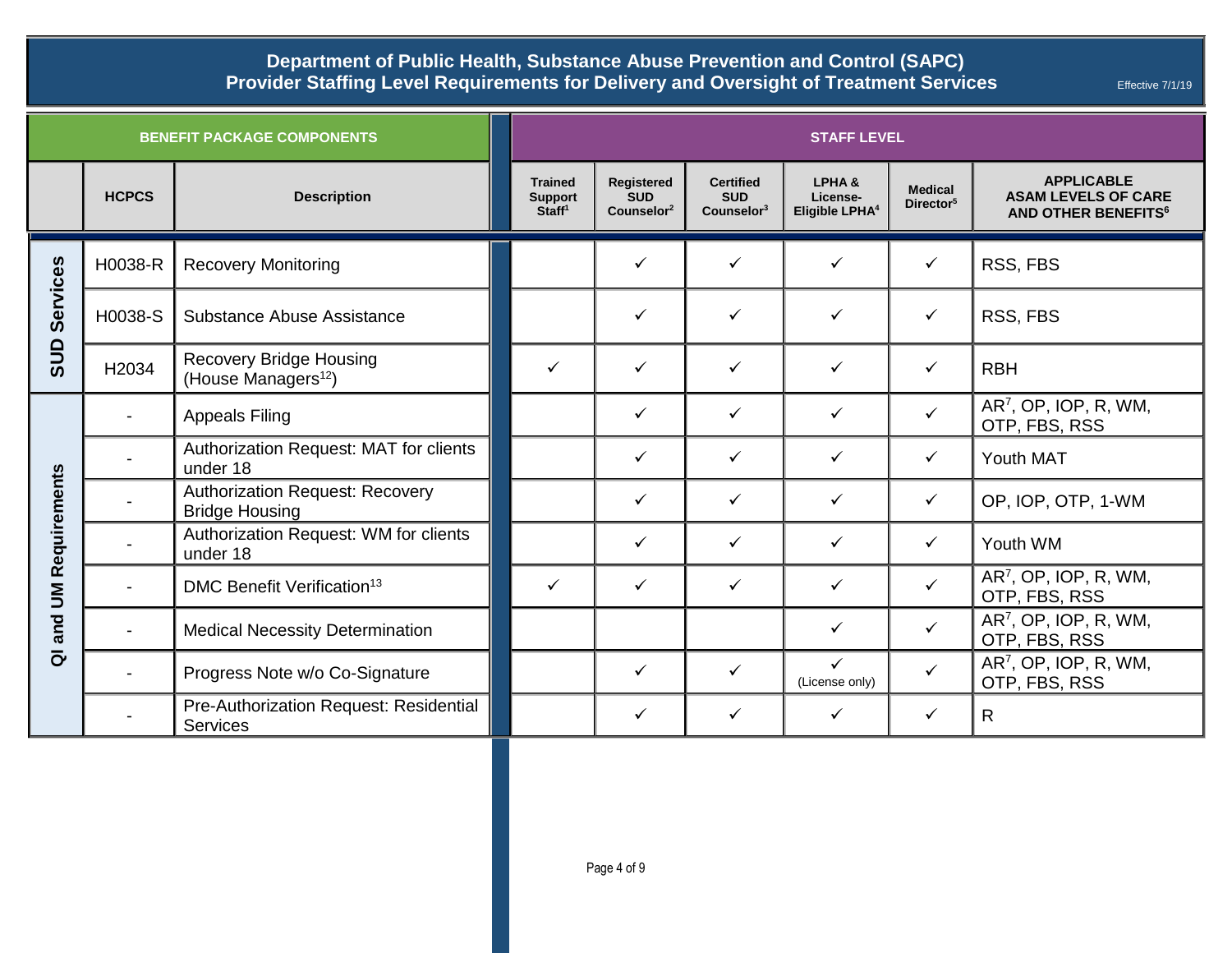# Department of Public Health, Substance Abuse Prevention and Control (SAPC)
## Provider Staffing Level Requirements for Delivery and Oversight of Treatment Services

Effective 7/1/19

| BENEFIT PACKAGE COMPONENTS | | | STAFF LEVEL | | | | | |
|---|---|---|---|---|---|---|---|---|
| | HCPCS | Description | Trained Support Staff[1] | Registered SUD Counselor[2] | Certified SUD Counselor[3] | LPHA & License-Eligible LPHA[4] | Medical Director[5] | APPLICABLE ASAM LEVELS OF CARE AND OTHER BENEFITS[6] |
| SUD Services | H0038-R | Recovery Monitoring | | ✓ | ✓ | ✓ | ✓ | RSS, FBS |
| SUD Services | H0038-S | Substance Abuse Assistance | | ✓ | ✓ | ✓ | ✓ | RSS, FBS |
| SUD Services | H2034 | Recovery Bridge Housing (House Managers[12]) | ✓ | ✓ | ✓ | ✓ | ✓ | RBH |
| QI and UM Requirements | - | Appeals Filing | | ✓ | ✓ | ✓ | ✓ | AR[7], OP, IOP, R, WM, OTP, FBS, RSS |
| QI and UM Requirements | - | Authorization Request: MAT for clients under 18 | | ✓ | ✓ | ✓ | ✓ | Youth MAT |
| QI and UM Requirements | - | Authorization Request: Recovery Bridge Housing | | ✓ | ✓ | ✓ | ✓ | OP, IOP, OTP, 1-WM |
| QI and UM Requirements | - | Authorization Request: WM for clients under 18 | | ✓ | ✓ | ✓ | ✓ | Youth WM |
| QI and UM Requirements | - | DMC Benefit Verification[13] | ✓ | ✓ | ✓ | ✓ | ✓ | AR[7], OP, IOP, R, WM, OTP, FBS, RSS |
| QI and UM Requirements | - | Medical Necessity Determination | | | | ✓ | ✓ | AR[7], OP, IOP, R, WM, OTP, FBS, RSS |
| QI and UM Requirements | - | Progress Note w/o Co-Signature | | ✓ | ✓ | ✓ (License only) | ✓ | AR[7], OP, IOP, R, WM, OTP, FBS, RSS |
| QI and UM Requirements | - | Pre-Authorization Request: Residential Services | | ✓ | ✓ | ✓ | ✓ | R |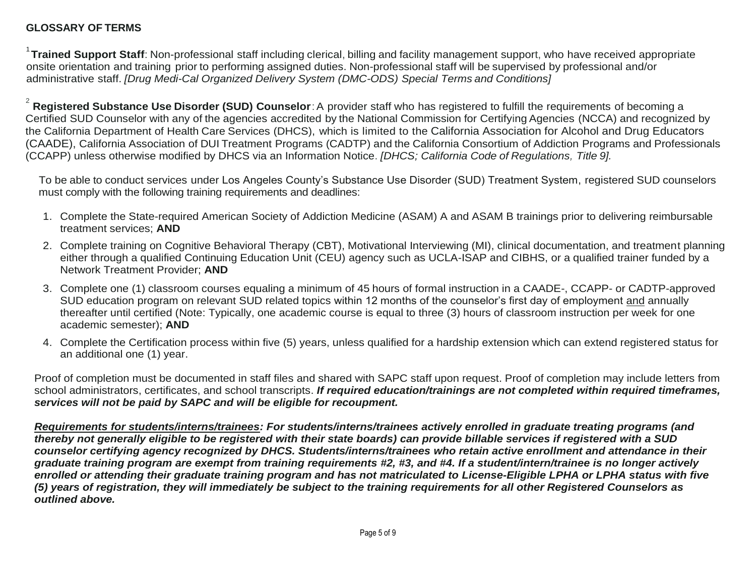**GLOSSARY OF TERMS**

[1]**Trained Support Staff**: Non-professional staff including clerical, billing and facility management support, who have received appropriate onsite orientation and training prior to performing assigned duties. Non-professional staff will be supervised by professional and/or administrative staff. *[Drug Medi-Cal Organized Delivery System (DMC-ODS) Special Terms and Conditions]*

[2] **Registered Substance Use Disorder (SUD) Counselor**: A provider staff who has registered to fulfill the requirements of becoming a Certified SUD Counselor with any of the agencies accredited by the National Commission for Certifying Agencies (NCCA) and recognized by the California Department of Health Care Services (DHCS), which is limited to the California Association for Alcohol and Drug Educators (CAADE), California Association of DUI Treatment Programs (CADTP) and the California Consortium of Addiction Programs and Professionals (CCAPP) unless otherwise modified by DHCS via an Information Notice. *[DHCS; California Code of Regulations, Title 9].*

To be able to conduct services under Los Angeles County's Substance Use Disorder (SUD) Treatment System, registered SUD counselors must comply with the following training requirements and deadlines:

1. Complete the State-required American Society of Addiction Medicine (ASAM) A and ASAM B trainings prior to delivering reimbursable treatment services; **AND**
2. Complete training on Cognitive Behavioral Therapy (CBT), Motivational Interviewing (MI), clinical documentation, and treatment planning either through a qualified Continuing Education Unit (CEU) agency such as UCLA-ISAP and CIBHS, or a qualified trainer funded by a Network Treatment Provider; **AND**
3. Complete one (1) classroom courses equaling a minimum of 45 hours of formal instruction in a CAADE-, CCAPP- or CADTP-approved SUD education program on relevant SUD related topics within 12 months of the counselor's first day of employment <u>and</u> annually thereafter until certified (Note: Typically, one academic course is equal to three (3) hours of classroom instruction per week for one academic semester); **AND**
4. Complete the Certification process within five (5) years, unless qualified for a hardship extension which can extend registered status for an additional one (1) year.

Proof of completion must be documented in staff files and shared with SAPC staff upon request. Proof of completion may include letters from school administrators, certificates, and school transcripts. ***If required education/trainings are not completed within required timeframes, services will not be paid by SAPC and will be eligible for recoupment.***

***<u>Requirements for students/interns/trainees</u>: For students/interns/trainees actively enrolled in graduate treating programs (and thereby not generally eligible to be registered with their state boards) can provide billable services if registered with a SUD counselor certifying agency recognized by DHCS. Students/interns/trainees who retain active enrollment and attendance in their graduate training program are exempt from training requirements #2, #3, and #4. If a student/intern/trainee is no longer actively enrolled or attending their graduate training program and has not matriculated to License-Eligible LPHA or LPHA status with five (5) years of registration, they will immediately be subject to the training requirements for all other Registered Counselors as outlined above.***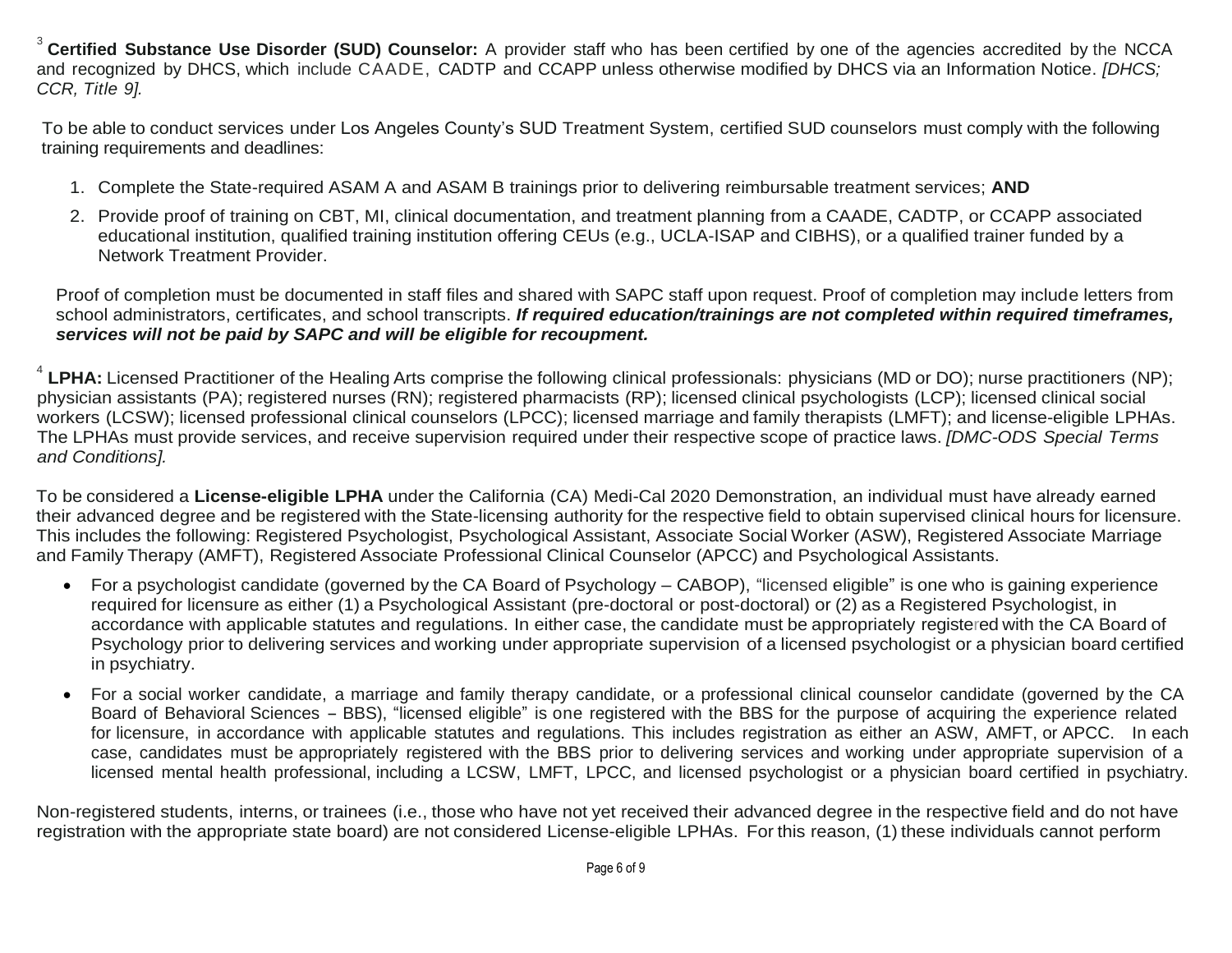[3] **Certified Substance Use Disorder (SUD) Counselor:** A provider staff who has been certified by one of the agencies accredited by the NCCA and recognized by DHCS, which include CAADE, CADTP and CCAPP unless otherwise modified by DHCS via an Information Notice. *[DHCS; CCR, Title 9].*

To be able to conduct services under Los Angeles County's SUD Treatment System, certified SUD counselors must comply with the following training requirements and deadlines:

1. Complete the State-required ASAM A and ASAM B trainings prior to delivering reimbursable treatment services; **AND**
2. Provide proof of training on CBT, MI, clinical documentation, and treatment planning from a CAADE, CADTP, or CCAPP associated educational institution, qualified training institution offering CEUs (e.g., UCLA-ISAP and CIBHS), or a qualified trainer funded by a Network Treatment Provider.

Proof of completion must be documented in staff files and shared with SAPC staff upon request. Proof of completion may include letters from school administrators, certificates, and school transcripts. ***If required education/trainings are not completed within required timeframes, services will not be paid by SAPC and will be eligible for recoupment.***

[4] **LPHA:** Licensed Practitioner of the Healing Arts comprise the following clinical professionals: physicians (MD or DO); nurse practitioners (NP); physician assistants (PA); registered nurses (RN); registered pharmacists (RP); licensed clinical psychologists (LCP); licensed clinical social workers (LCSW); licensed professional clinical counselors (LPCC); licensed marriage and family therapists (LMFT); and license-eligible LPHAs. The LPHAs must provide services, and receive supervision required under their respective scope of practice laws. *[DMC-ODS Special Terms and Conditions].*

To be considered a **License-eligible LPHA** under the California (CA) Medi-Cal 2020 Demonstration, an individual must have already earned their advanced degree and be registered with the State-licensing authority for the respective field to obtain supervised clinical hours for licensure. This includes the following: Registered Psychologist, Psychological Assistant, Associate Social Worker (ASW), Registered Associate Marriage and Family Therapy (AMFT), Registered Associate Professional Clinical Counselor (APCC) and Psychological Assistants.

- For a psychologist candidate (governed by the CA Board of Psychology – CABOP), "licensed eligible" is one who is gaining experience required for licensure as either (1) a Psychological Assistant (pre-doctoral or post-doctoral) or (2) as a Registered Psychologist, in accordance with applicable statutes and regulations. In either case, the candidate must be appropriately registered with the CA Board of Psychology prior to delivering services and working under appropriate supervision of a licensed psychologist or a physician board certified in psychiatry.
- For a social worker candidate, a marriage and family therapy candidate, or a professional clinical counselor candidate (governed by the CA Board of Behavioral Sciences – BBS), "licensed eligible" is one registered with the BBS for the purpose of acquiring the experience related for licensure, in accordance with applicable statutes and regulations. This includes registration as either an ASW, AMFT, or APCC. In each case, candidates must be appropriately registered with the BBS prior to delivering services and working under appropriate supervision of a licensed mental health professional, including a LCSW, LMFT, LPCC, and licensed psychologist or a physician board certified in psychiatry.

Non-registered students, interns, or trainees (i.e., those who have not yet received their advanced degree in the respective field and do not have registration with the appropriate state board) are not considered License-eligible LPHAs. For this reason, (1) these individuals cannot perform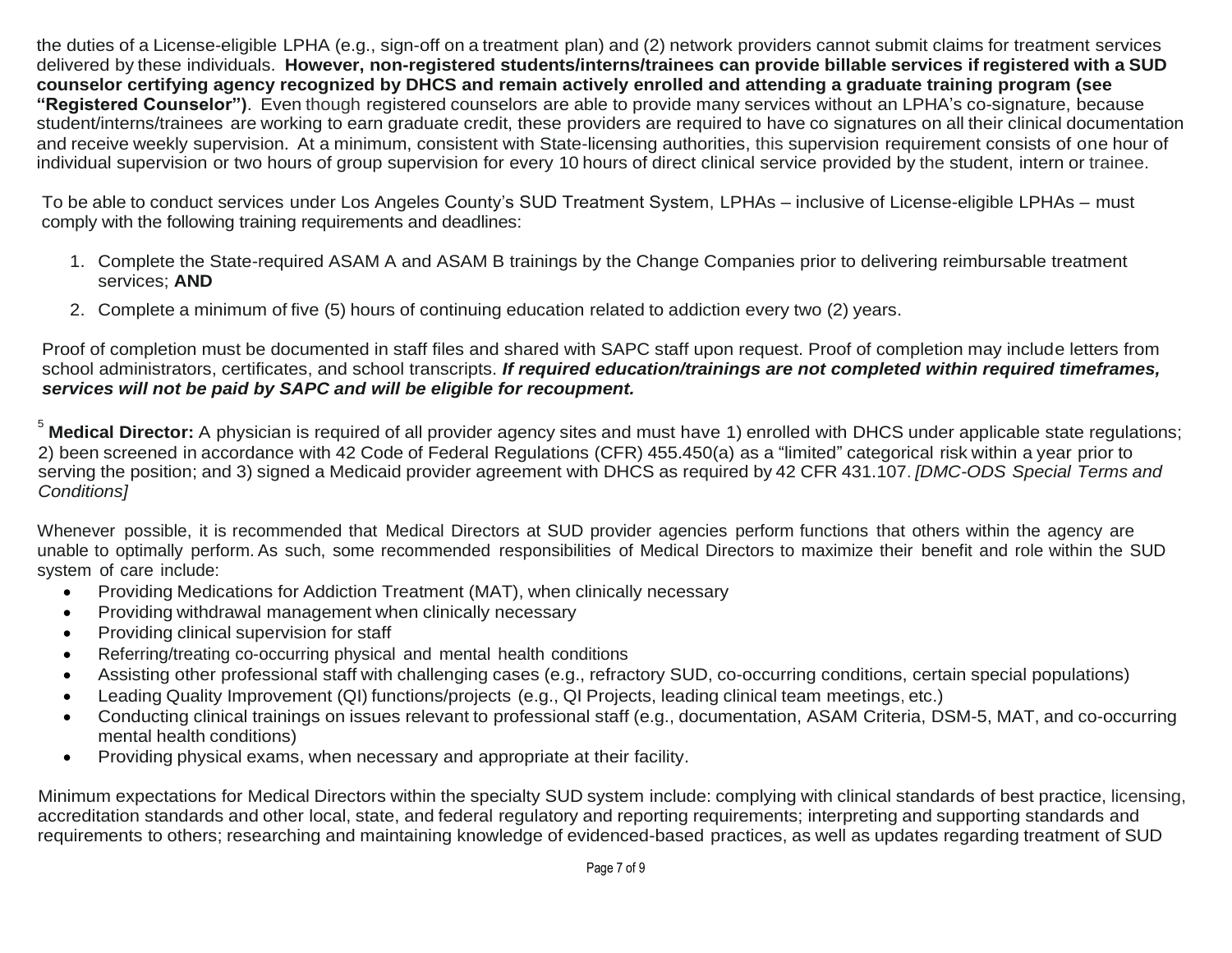the duties of a License-eligible LPHA (e.g., sign-off on a treatment plan) and (2) network providers cannot submit claims for treatment services delivered by these individuals. **However, non-registered students/interns/trainees can provide billable services if registered with a SUD counselor certifying agency recognized by DHCS and remain actively enrolled and attending a graduate training program (see "Registered Counselor")**. Even though registered counselors are able to provide many services without an LPHA's co-signature, because student/interns/trainees are working to earn graduate credit, these providers are required to have co signatures on all their clinical documentation and receive weekly supervision. At a minimum, consistent with State-licensing authorities, this supervision requirement consists of one hour of individual supervision or two hours of group supervision for every 10 hours of direct clinical service provided by the student, intern or trainee.

To be able to conduct services under Los Angeles County's SUD Treatment System, LPHAs – inclusive of License-eligible LPHAs – must comply with the following training requirements and deadlines:

1. Complete the State-required ASAM A and ASAM B trainings by the Change Companies prior to delivering reimbursable treatment services; **AND**
2. Complete a minimum of five (5) hours of continuing education related to addiction every two (2) years.

Proof of completion must be documented in staff files and shared with SAPC staff upon request. Proof of completion may include letters from school administrators, certificates, and school transcripts. ***If required education/trainings are not completed within required timeframes, services will not be paid by SAPC and will be eligible for recoupment.***

[5] **Medical Director:** A physician is required of all provider agency sites and must have 1) enrolled with DHCS under applicable state regulations; 2) been screened in accordance with 42 Code of Federal Regulations (CFR) 455.450(a) as a "limited" categorical risk within a year prior to serving the position; and 3) signed a Medicaid provider agreement with DHCS as required by 42 CFR 431.107. *[DMC-ODS Special Terms and Conditions]*

Whenever possible, it is recommended that Medical Directors at SUD provider agencies perform functions that others within the agency are unable to optimally perform. As such, some recommended responsibilities of Medical Directors to maximize their benefit and role within the SUD system of care include:

- Providing Medications for Addiction Treatment (MAT), when clinically necessary
- Providing withdrawal management when clinically necessary
- Providing clinical supervision for staff
- Referring/treating co-occurring physical and mental health conditions
- Assisting other professional staff with challenging cases (e.g., refractory SUD, co-occurring conditions, certain special populations)
- Leading Quality Improvement (QI) functions/projects (e.g., QI Projects, leading clinical team meetings, etc.)
- Conducting clinical trainings on issues relevant to professional staff (e.g., documentation, ASAM Criteria, DSM-5, MAT, and co-occurring mental health conditions)
- Providing physical exams, when necessary and appropriate at their facility.

Minimum expectations for Medical Directors within the specialty SUD system include: complying with clinical standards of best practice, licensing, accreditation standards and other local, state, and federal regulatory and reporting requirements; interpreting and supporting standards and requirements to others; researching and maintaining knowledge of evidenced-based practices, as well as updates regarding treatment of SUD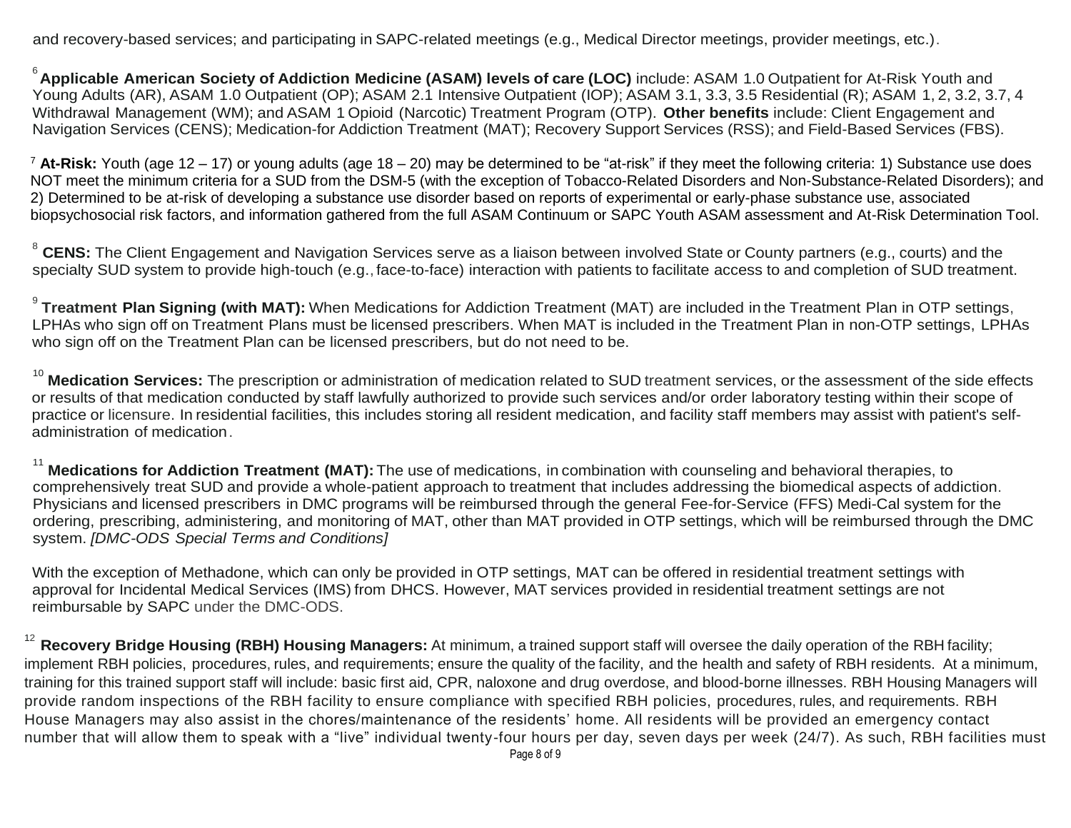and recovery-based services; and participating in SAPC-related meetings (e.g., Medical Director meetings, provider meetings, etc.).

[6] **Applicable American Society of Addiction Medicine (ASAM) levels of care (LOC)** include: ASAM 1.0 Outpatient for At-Risk Youth and Young Adults (AR), ASAM 1.0 Outpatient (OP); ASAM 2.1 Intensive Outpatient (IOP); ASAM 3.1, 3.3, 3.5 Residential (R); ASAM 1, 2, 3.2, 3.7, 4 Withdrawal Management (WM); and ASAM 1 Opioid (Narcotic) Treatment Program (OTP). **Other benefits** include: Client Engagement and Navigation Services (CENS); Medication-for Addiction Treatment (MAT); Recovery Support Services (RSS); and Field-Based Services (FBS).

[7] **At-Risk:** Youth (age 12 – 17) or young adults (age 18 – 20) may be determined to be "at-risk" if they meet the following criteria: 1) Substance use does NOT meet the minimum criteria for a SUD from the DSM-5 (with the exception of Tobacco-Related Disorders and Non-Substance-Related Disorders); and 2) Determined to be at-risk of developing a substance use disorder based on reports of experimental or early-phase substance use, associated biopsychosocial risk factors, and information gathered from the full ASAM Continuum or SAPC Youth ASAM assessment and At-Risk Determination Tool.

[8] **CENS:** The Client Engagement and Navigation Services serve as a liaison between involved State or County partners (e.g., courts) and the specialty SUD system to provide high-touch (e.g., face-to-face) interaction with patients to facilitate access to and completion of SUD treatment.

[9] **Treatment Plan Signing (with MAT):** When Medications for Addiction Treatment (MAT) are included in the Treatment Plan in OTP settings, LPHAs who sign off on Treatment Plans must be licensed prescribers. When MAT is included in the Treatment Plan in non-OTP settings, LPHAs who sign off on the Treatment Plan can be licensed prescribers, but do not need to be.

[10] **Medication Services:** The prescription or administration of medication related to SUD treatment services, or the assessment of the side effects or results of that medication conducted by staff lawfully authorized to provide such services and/or order laboratory testing within their scope of practice or licensure. In residential facilities, this includes storing all resident medication, and facility staff members may assist with patient's self-administration of medication.

[11] **Medications for Addiction Treatment (MAT):** The use of medications, in combination with counseling and behavioral therapies, to comprehensively treat SUD and provide a whole-patient approach to treatment that includes addressing the biomedical aspects of addiction. Physicians and licensed prescribers in DMC programs will be reimbursed through the general Fee-for-Service (FFS) Medi-Cal system for the ordering, prescribing, administering, and monitoring of MAT, other than MAT provided in OTP settings, which will be reimbursed through the DMC system. *[DMC-ODS Special Terms and Conditions]*

With the exception of Methadone, which can only be provided in OTP settings, MAT can be offered in residential treatment settings with approval for Incidental Medical Services (IMS) from DHCS. However, MAT services provided in residential treatment settings are not reimbursable by SAPC under the DMC-ODS.

[12] **Recovery Bridge Housing (RBH) Housing Managers:** At minimum, a trained support staff will oversee the daily operation of the RBH facility; implement RBH policies, procedures, rules, and requirements; ensure the quality of the facility, and the health and safety of RBH residents. At a minimum, training for this trained support staff will include: basic first aid, CPR, naloxone and drug overdose, and blood-borne illnesses. RBH Housing Managers will provide random inspections of the RBH facility to ensure compliance with specified RBH policies, procedures, rules, and requirements. RBH House Managers may also assist in the chores/maintenance of the residents' home. All residents will be provided an emergency contact number that will allow them to speak with a "live" individual twenty-four hours per day, seven days per week (24/7). As such, RBH facilities must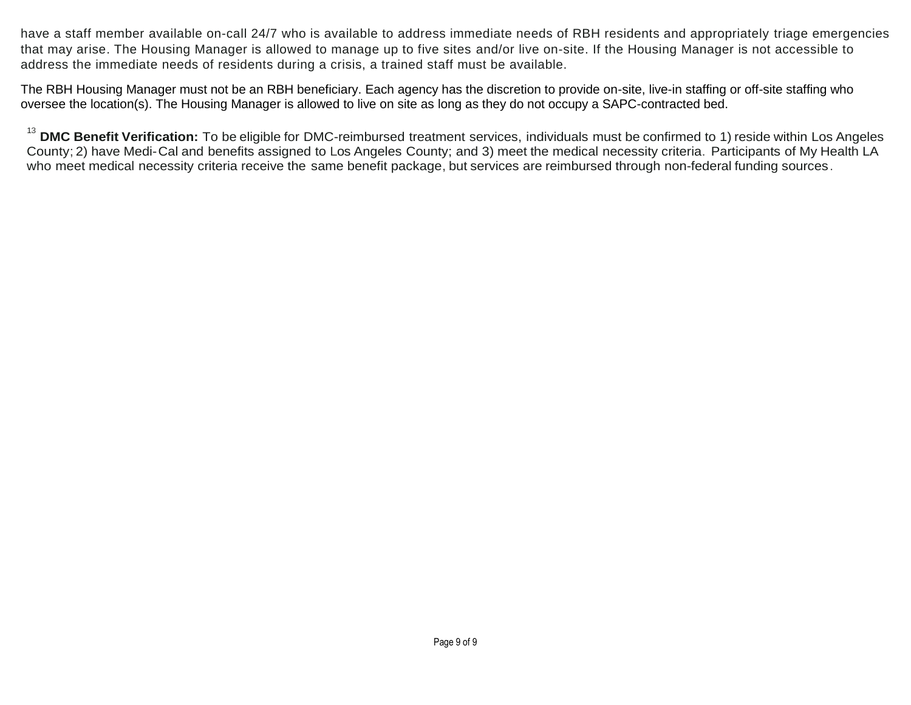have a staff member available on-call 24/7 who is available to address immediate needs of RBH residents and appropriately triage emergencies that may arise. The Housing Manager is allowed to manage up to five sites and/or live on-site. If the Housing Manager is not accessible to address the immediate needs of residents during a crisis, a trained staff must be available.

The RBH Housing Manager must not be an RBH beneficiary. Each agency has the discretion to provide on-site, live-in staffing or off-site staffing who oversee the location(s). The Housing Manager is allowed to live on site as long as they do not occupy a SAPC-contracted bed.

[13] **DMC Benefit Verification:** To be eligible for DMC-reimbursed treatment services, individuals must be confirmed to 1) reside within Los Angeles County; 2) have Medi-Cal and benefits assigned to Los Angeles County; and 3) meet the medical necessity criteria. Participants of My Health LA who meet medical necessity criteria receive the same benefit package, but services are reimbursed through non-federal funding sources.